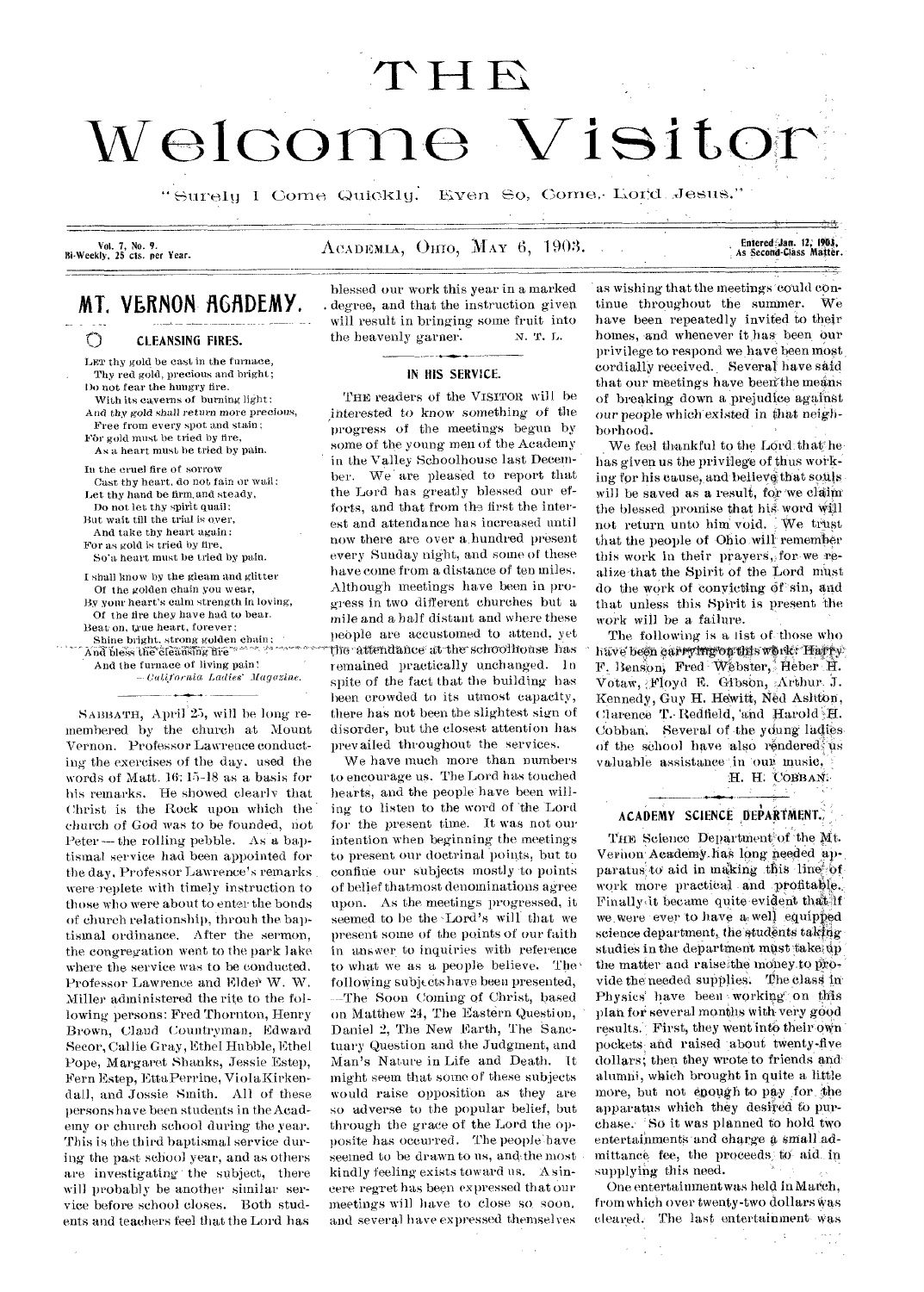# THE Welcome Visitor

"Surely I Come Quickly. Even So, Come, Lord Jesus."

Vol. 7, No. 9. Bi-Weekly, 25 cts. per Year. — ACADEMIA, OHIO, MAY 6, 1903. — Entered Jan. 12, 1903, As Second-Class Matter.

## MT. VERNON ACADEMY.

### CLEANSING FIRES.

LET thy gold be cast in the furnace,
Thy red gold, precious and bright;
Do not fear the hungry fire.
With its caverns of burning light:
And thy gold shall return more precious,
Free from every spot and stain;
For gold must be tried by fire,
As a heart must be tried by pain.

In the cruel fire of sorrow
Cast thy heart, do not faint or wail:
Let thy hand be firm and steady,
Do not let thy spirit quail:
But wait till the trial is over,
And take thy heart again:
For as gold is tried by fire,
So a heart must be tried by pain.

I shall know by the gleam and glitter
Of the golden chain you wear,
By your heart's calm strength in loving,
Of the fire they have had to bear.
Beat on, true heart, forever;
Shine bright, strong golden chain;
And bless the cleansing fire
And the furnace of living pain!

—*California Ladies' Magazine.*

SABBATH, April 25, will be long remembered by the church at Mount Vernon. Professor Lawrence conducting the exercises of the day, used the words of Matt. 16: 15-18 as a basis for his remarks. He showed clearly that Christ is the Rock upon which the church of God was to be founded, not Peter — the rolling pebble. As a baptismal service had been appointed for the day, Professor Lawrence's remarks were replete with timely instruction to those who were about to enter the bonds of church relationship, throuh the baptismal ordinance. After the sermon, the congregation went to the park lake where the service was to be conducted. Professor Lawrence and Elder W. W. Miller administered the rite to the following persons: Fred Thornton, Henry Brown, Claud Countryman, Edward Secor, Callie Gray, Ethel Hubble, Ethel Pope, Margaret Shanks, Jessie Estep, Fern Estep, Etta Perrine, Viola Kirkendall, and Jossie Smith. All of these persons have been students in the Academy or church school during the year. This is the third baptismal service during the past school year, and as others are investigating the subject, there will probably be another similar service before school closes. Both students and teachers feel that the Lord has blessed our work this year in a marked degree, and that the instruction given will result in bringing some fruit into the heavenly garner.

N. T. L.

### IN HIS SERVICE.

THE readers of the VISITOR will be interested to know something of the progress of the meetings begun by some of the young men of the Academy in the Valley Schoolhouse last December. We are pleased to report that the Lord has greatly blessed our efforts, and that from the first the interest and attendance has increased until now there are over a hundred present every Sunday night, and some of these have come from a distance of ten miles. Although meetings have been in progress in two different churches but a mile and a half distant and where these people are accustomed to attend, yet the attendance at the schoolhouse has remained practically unchanged. In spite of the fact that the building has been crowded to its utmost capacity, there has not been the slightest sign of disorder, but the closest attention has prevailed throughout the services.

We have much more than numbers to encourage us. The Lord has touched hearts, and the people have been willing to listen to the word of the Lord for the present time. It was not our intention when beginning the meetings to present our doctrinal points, but to confine our subjects mostly to points of belief that most denominations agree upon. As the meetings progressed, it seemed to be the Lord's will that we present some of the points of our faith in answer to inquiries with reference to what we as a people believe. The following subjects have been presented, —The Soon Coming of Christ, based on Matthew 24, The Eastern Question, Daniel 2, The New Earth, The Sanctuary Question and the Judgment, and Man's Nature in Life and Death. It might seem that some of these subjects would raise opposition as they are so adverse to the popular belief, but through the grace of the Lord the opposite has occurred. The people have seemed to be drawn to us, and the most kindly feeling exists toward us. A sincere regret has been expressed that our meetings will have to close so soon, and several have expressed themselves as wishing that the meetings could continue throughout the summer. We have been repeatedly invited to their homes, and whenever it has been our privilege to respond we have been most cordially received. Several have said that our meetings have been the means of breaking down a prejudice against our people which existed in that neighborhood.

We feel thankful to the Lord that he has given us the privilege of thus working for his cause, and believe that souls will be saved as a result, for we claim the blessed promise that his word will not return unto him void. We trust that the people of Ohio will remember this work in their prayers, for we realize that the Spirit of the Lord must do the work of convicting of sin, and that unless this Spirit is present the work will be a failure.

The following is a list of those who have been carrying on this work: Harry F. Benson, Fred Webster, Heber H. Votaw, Floyd E. Gibson, Arthur J. Kennedy, Guy H. Hewitt, Ned Ashton, Clarence T. Redfield, and Harold H. Cobban. Several of the young ladies of the school have also rendered us valuable assistance in our music.

H. H. COBBAN.

### ACADEMY SCIENCE DEPARTMENT.

THE Science Department of the Mt. Vernon Academy has long needed apparatus to aid in making this line of work more practical and profitable. Finally it became quite evident that if we were ever to have a well equipped science department, the students taking studies in the department must take up the matter and raise the money to provide the needed supplies. The class in Physics have been working on this plan for several months with very good results. First, they went into their own pockets and raised about twenty-five dollars; then they wrote to friends and alumni, which brought in quite a little more, but not enough to pay for the apparatus which they desired to purchase. So it was planned to hold two entertainments and charge a small admittance fee, the proceeds to aid in supplying this need.

One entertainment was held in March, from which over twenty-two dollars was cleared. The last entertainment was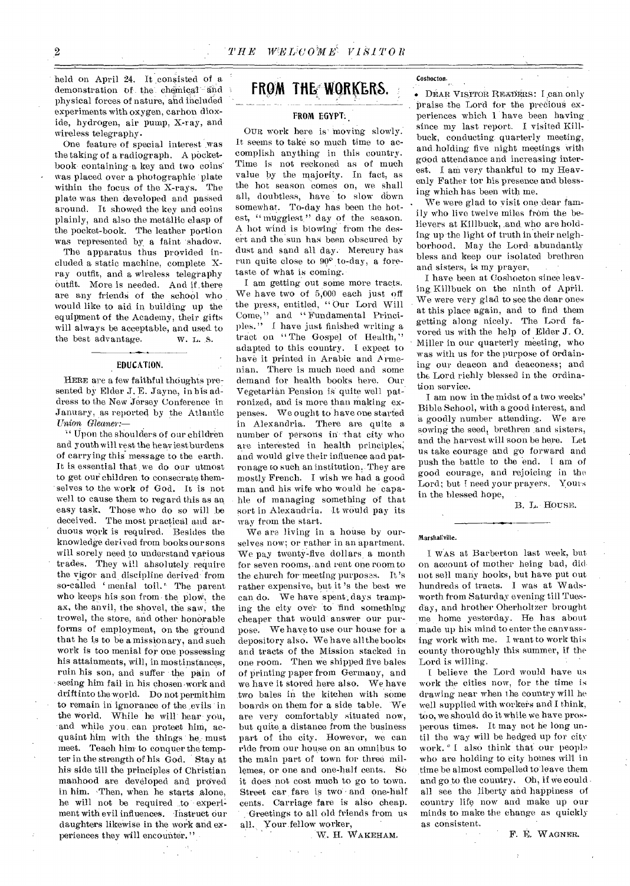held on April 24. It consisted of a demonstration of the chemical and physical forces of nature, and included experiments with oxygen, carbon dioxide, hydrogen, air pump, X-ray, and wireless telegraphy.

One feature of special interest was the taking of a radiograph. A pocketbook containing a key and two coins was placed over a photographic plate within the focus of the X-rays. The plate was then developed and passed around. It showed the key and coins plainly, and also the metallic clasp of the pocket-book. The leather portion was represented by a faint shadow.

The apparatus thus provided included a static machine, complete X-ray outfit, and a wireless telegraphy outfit. More is needed. And if there are any friends of the school who would like to aid in building up the equipment of the Academy, their gifts will always be acceptable, and used to the best advantage. W. L. S.

### EDUCATION.

HERE are a few faithful thoughts presented by Elder J. E. Jayne, in his address to the New Jersey Conference in January, as reported by the Atlantic *Union Gleaner*:—

"Upon the shoulders of our children and youth will rest the heaviest burdens of carrying this message to the earth. It is essential that we do our utmost to get our children to consecrate themselves to the work of God. It is not well to cause them to regard this as an easy task. Those who do so will be deceived. The most practical and arduous work is required. Besides the knowledge derived from books our sons will sorely need to understand various trades. They will absolutely require the vigor and discipline derived from so-called 'menial toil.' The parent who keeps his son from the plow, the ax, the anvil, the shovel, the saw, the trowel, the store, and other honorable forms of employment, on the ground that he is to be a missionary, and such work is too menial for one possessing his attainments, will, in most instances, ruin his son, and suffer the pain of seeing him fail in his chosen work and drift into the world. Do not permit him to remain in ignorance of the evils in the world. While he will hear you, and while you can protect him, acquaint him with the things he must meet. Teach him to conquer the tempter in the strength of his God. Stay at his side till the principles of Christian manhood are developed and proved in him. Then, when he starts alone, he will not be required to experiment with evil influences. Instruct our daughters likewise in the work and experiences they will encounter."

## FROM THE WORKERS.

### FROM EGYPT.

OUR work here is moving slowly. It seems to take so much time to accomplish anything in this country. Time is not reckoned as of much value by the majority. In fact, as the hot season comes on, we shall all, doubtless, have to slow down somewhat. To-day has been the hottest, "muggiest" day of the season. A hot wind is blowing from the desert and the sun has been obscured by dust and sand all day. Mercury has run quite close to 90° to-day, a foretaste of what is coming.

I am getting out some more tracts. We have two of 5,000 each just off the press, entitled, "Our Lord Will Come," and "Fundamental Principles." I have just finished writing a tract on "The Gospel of Health," adapted to this country. I expect to have it printed in Arabic and Armenian. There is much need and some demand for health books here. Our Vegetarian Pension is quite well patronized, and is more than making expenses. We ought to have one started in Alexandria. There are quite a number of persons in that city who are interested in health principles, and would give their influence and patronage to such an institution. They are mostly French. I wish we had a good man and his wife who would be capable of managing something of that sort in Alexandria. It would pay its way from the start.

We are living in a house by ourselves now; or rather in an apartment. We pay twenty-five dollars a month for seven rooms, and rent one room to the church for meeting purposes. It's rather expensive, but it's the best we can do. We have spent days tramping the city over to find something cheaper that would answer our purpose. We have to use our house for a depository also. We have all the books and tracts of the Mission stacked in one room. Then we shipped five bales of printing paper from Germany, and we have it stored here also. We have two bales in the kitchen with some boards on them for a side table. We are very comfortably situated now, but quite a distance from the business part of the city. However, we can ride from our house on an omnibus to the main part of town for three millemes, or one and one-half cents. So it does not cost much to go to town. Street car fare is two and one-half cents. Carriage fare is also cheap. Greetings to all old friends from us all. Your fellow worker,

W. H. WAKEHAM.

**Coshocton.**

DEAR VISITOR READERS: I can only praise the Lord for the precious experiences which I have been having since my last report. I visited Killbuck, conducting quarterly meeting, and holding five night meetings with good attendance and increasing interest. I am very thankful to my Heavenly Father for his presence and blessing which has been with me.

We were glad to visit one dear family who live twelve miles from the believers at Killbuck, and who are holding up the light of truth in their neighborhood. May the Lord abundantly bless and keep our isolated brethren and sisters, is my prayer.

I have been at Coshocton since leaving Killbuck on the ninth of April. We were very glad to see the dear ones at this place again, and to find them getting along nicely. The Lord favored us with the help of Elder J. O. Miller in our quarterly meeting, who was with us for the purpose of ordaining our deacon and deaconess; and the Lord richly blessed in the ordination service.

I am now in the midst of a two weeks' Bible School, with a good interest, and a goodly number attending. We are sowing the seed, brethren and sisters, and the harvest will soon be here. Let us take courage and go forward and push the battle to the end. I am of good courage, and rejoicing in the Lord; but I need your prayers. Yours in the blessed hope,

B. L. HOUSE.

**Marshallville.**

I WAS at Barberton last week, but on account of mother being bad, did not sell many books, but have put out hundreds of tracts. I was at Wadsworth from Saturday evening till Tuesday, and brother Oberholtzer brought me home yesterday. He has about made up his mind to enter the canvassing work with me. I want to work this county thoroughly this summer, if the Lord is willing.

I believe the Lord would have us work the cities now, for the time is drawing near when the country will be well supplied with workers and I think, too, we should do it while we have prosperous times. It may not be long until the way will be hedged up for city work. I also think that our people who are holding to city homes will in time be almost compelled to leave them and go to the country. Oh, if we could all see the liberty and happiness of country life now and make up our minds to make the change as quickly as consistent.

F. E. WAGNER.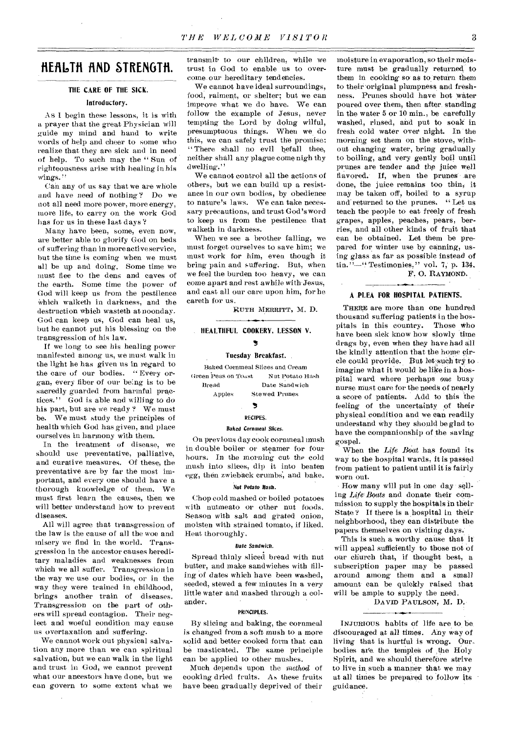# HEALTH AND STRENGTH.

## THE CARE OF THE SICK.

### Introductory.

As I begin these lessons, it is with a prayer that the great Physician will guide my mind and hand to write words of help and cheer to some who realize that they are sick and in need of help. To such may the "Sun of righteousness arise with healing in his wings."

Can any of us say that we are whole and have need of nothing? Do we not all need more power, more energy, more life, to carry on the work God has for us in these last days?

Many have been, some, even now, are better able to glorify God on beds of suffering than in more active service, but the time is coming when we must all be up and doing. Some time we must flee to the dens and caves of the earth. Some time the power of God will keep us from the pestilence which walketh in darkness, and the destruction which wasteth at noonday. God can keep us, God can heal us, but he cannot put his blessing on the transgression of his law.

If we long to see his healing power manifested among us, we must walk in the light he has given us in regard to the care of our bodies. "Every organ, every fiber of our being is to be sacredly guarded from harmful practices." God is able and willing to do his part, but are we ready? We must be. We must study the principles of health which God has given, and place ourselves in harmony with them.

In the treatment of disease, we should use preventative, palliative, and curative measures. Of these, the preventative are by far the most important, and every one should have a thorough knowledge of them. We must first learn the causes, then we will better understand how to prevent diseases.

All will agree that transgression of the law is the cause of all the woe and misery we find in the world. Transgression in the ancestor causes hereditary maladies and weaknesses from which we all suffer. Transgression in the way we use our bodies, or in the way they were trained in childhood, brings another train of diseases. Transgression on the part of others will spread contagion. Their neglect and woeful condition may cause us overtaxation and suffering.

We cannot work out physical salvation any more than we can spiritual salvation, but we can walk in the light and trust in God, we cannot prevent what our ancestors have done, but we can govern to some extent what we transmit to our children, while we trust in God to enable us to overcome our hereditary tendencies.

We cannot have ideal surroundings, food, raiment, or shelter; but we can improve what we do have. We can follow the example of Jesus, never tempting the Lord by doing wilful, presumptuous things. When we do this, we can safely trust the promise: "There shall no evil befall thee, neither shall any plague come nigh thy dwelling."

We cannot control all the actions of others, but we can build up a resistance in our own bodies, by obedience to nature's laws. We can take necessary precautions, and trust God's word to keep us from the pestilence that walketh in darkness.

When we see a brother falling, we must forget ourselves to save him; we must work for him, even though it bring pain and suffering. But, when we feel the burden too heavy, we can come apart and rest awhile with Jesus, and cast all our care upon him, for he careth for us.

RUTH MERRITT, M. D.

## HEALTHFUL COOKERY, LESSON V.

### Tuesday Breakfast.

Baked Cornmeal Slices and Cream
Green Peas on Toast — Nut Potato Hash
Bread — Date Sandwich
Apples — Stewed Prunes

### RECIPES.

#### Baked Cornmeal Slices.

On previous day cook cornmeal mush in double boiler or steamer for four hours. In the morning cut the cold mush into slices, dip it into beaten egg, then zwieback crumbs, and bake.

#### Nut Potato Hash.

Chop cold mashed or boiled potatoes with nutmeato or other nut foods. Season with salt and grated onion, moisten with strained tomato, if liked. Heat thoroughly.

#### Date Sandwich.

Spread thinly sliced bread with nut butter, and make sandwiches with filling of dates which have been washed, seeded, stewed a few minutes in a very little water and mashed through a colander.

### PRINCIPLES.

By slicing and baking, the cornmeal is changed from a soft mush to a more solid and better cooked form that can be masticated. The same principle can be applied to other mushes.

Much depends upon the *method* of cooking dried fruits. As these fruits have been gradually deprived of their moisture in evaporation, so their moisture must be gradually returned to them in cooking so as to return them to their original plumpness and freshness. Prunes should have hot water poured over them, then after standing in the water 5 or 10 min., be carefully washed, rinsed, and put to soak in fresh cold water over night. In the morning set them on the stove, without changing water, bring gradually to boiling, and very gently boil until prunes are tender and the juice well flavored. If, when the prunes are done, the juice remains too thin, it may be taken off, boiled to a syrup and returned to the prunes. "Let us teach the people to eat freely of fresh grapes, apples, peaches, pears, berries, and all other kinds of fruit that can be obtained. Let them be prepared for winter use by canning, using glass as far as possible instead of tin."—"Testimonies," vol. 7, p. 134.

F. O. RAYMOND.

## A PLEA FOR HOSPITAL PATIENTS.

THERE are more than one hundred thousand suffering patients in the hospitals in this country. Those who have been sick know how slowly time drags by, even when they have had all the kindly attention that the home circle could provide. But let such try to imagine what it would be like in a hospital ward where perhaps *one* busy nurse must care for the needs of nearly a score of patients. Add to this the feeling of the uncertainty of their physical condition and we can readily understand why they should be glad to have the companionship of the saving gospel.

When the *Life Boat* has found its way to the hospital wards, it is passed from patient to patient until it is fairly worn out.

How many will put in one day selling *Life Boats* and donate their commission to supply the hospitals in their State? If there is a hospital in their neighborhood, they can distribute the papers themselves on visiting days.

This is such a worthy cause that it will appeal sufficiently to those not of our church that, if thought best, a subscription paper may be passed around among them and a small amount can be quickly raised that will be ample to supply the need.

DAVID PAULSON, M. D.

INJURIOUS habits of life are to be discouraged at all times. Any way of living that is hurtful is wrong. Our bodies are the temples of the Holy Spirit, and we should therefore strive to live in such a manner that we may at all times be prepared to follow its guidance.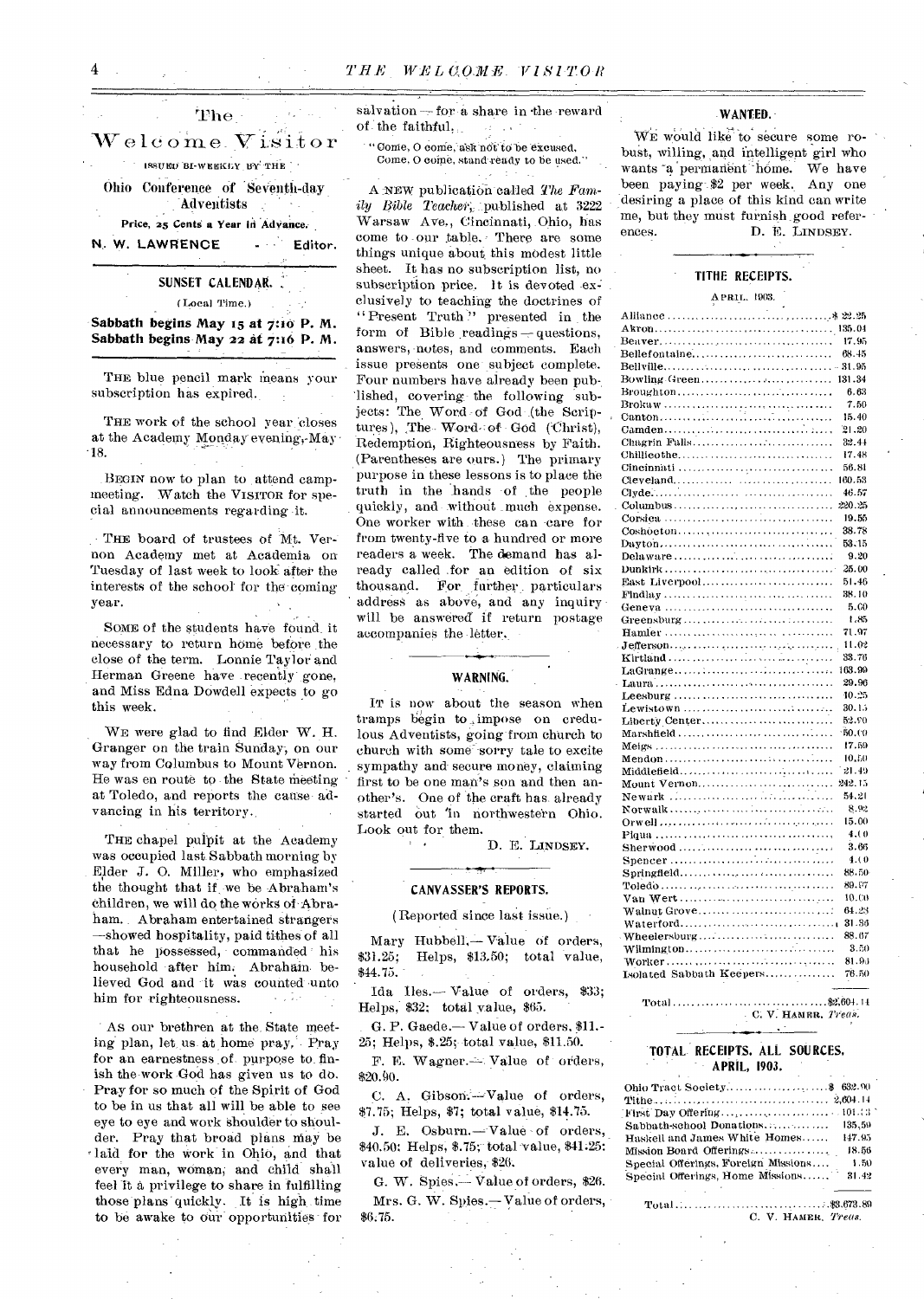# The Welcome Visitor

ISSUED BI-WEEKLY BY THE

Ohio Conference of Seventh-day Adventists

Price, 25 Cents a Year in Advance.

**N. W. LAWRENCE - - Editor.**

## SUNSET CALENDAR.

(Local Time.)

**Sabbath begins May 15 at 7:10 P. M.**
**Sabbath begins May 22 at 7:16 P. M.**

THE blue pencil mark means your subscription has expired.

THE work of the school year closes at the Academy Monday evening, May 18.

BEGIN now to plan to attend camp-meeting. Watch the VISITOR for special announcements regarding it.

THE board of trustees of Mt. Vernon Academy met at Academia on Tuesday of last week to look after the interests of the school for the coming year.

SOME of the students have found it necessary to return home before the close of the term. Lonnie Taylor and Herman Greene have recently gone, and Miss Edna Dowdell expects to go this week.

WE were glad to find Elder W. H. Granger on the train Sunday, on our way from Columbus to Mount Vernon. He was en route to the State meeting at Toledo, and reports the cause advancing in his territory.

THE chapel pulpit at the Academy was occupied last Sabbath morning by Elder J. O. Miller, who emphasized the thought that if we be Abraham's children, we will do the works of Abraham. Abraham entertained strangers —showed hospitality, paid tithes of all that he possessed, commanded his household after him. Abraham believed God and it was counted unto him for righteousness.

As our brethren at the State meeting plan, let us at home pray. Pray for an earnestness of purpose to finish the work God has given us to do. Pray for so much of the Spirit of God to be in us that all will be able to see eye to eye and work shoulder to shoulder. Pray that broad plans may be laid for the work in Ohio, and that every man, woman, and child shall feel it a privilege to share in fulfilling those plans quickly. It is high time to be awake to our opportunities for salvation — for a share in the reward of the faithful.

"Come, O come, ask not to be excused,
Come, O come, stand ready to be used."

A NEW publication called *The Family Bible Teacher*, published at 3222 Warsaw Ave., Cincinnati, Ohio, has come to our table. There are some things unique about this modest little sheet. It has no subscription list, no subscription price. It is devoted exclusively to teaching the doctrines of "Present Truth" presented in the form of Bible readings — questions, answers, notes, and comments. Each issue presents one subject complete. Four numbers have already been published, covering the following subjects: The Word of God (the Scriptures), The Word of God (Christ), Redemption, Righteousness by Faith. (Parentheses are ours.) The primary purpose in these lessons is to place the truth in the hands of the people quickly, and without much expense. One worker with these can care for from twenty-five to a hundred or more readers a week. The demand has already called for an edition of six thousand. For further particulars address as above, and any inquiry will be answered if return postage accompanies the letter.

## WARNING.

IT is now about the season when tramps begin to impose on credulous Adventists, going from church to church with some sorry tale to excite sympathy and secure money, claiming first to be one man's son and then another's. One of the craft has already started out in northwestern Ohio. Look out for them.

D. E. LINDSEY.

## CANVASSER'S REPORTS.

(Reported since last issue.)

Mary Hubbell,— Value of orders, \$31.25; Helps, \$13.50; total value, \$44.75.

Ida Iles.— Value of orders, \$33; Helps, \$32; total value, \$65.

G. P. Gaede.— Value of orders, \$11.-25; Helps, \$.25; total value, \$11.50.

F. E. Wagner.— Value of orders, \$20.90.

C. A. Gibson.— Value of orders, \$7.75; Helps, \$7; total value, \$14.75.

J. E. Osburn.— Value of orders, \$40.50; Helps, \$.75; total value, \$41.25; value of deliveries, \$26.

G. W. Spies.— Value of orders, \$26.

Mrs. G. W. Spies.— Value of orders, \$6.75.

## WANTED.

WE would like to secure some robust, willing, and intelligent girl who wants a permanent home. We have been paying \$2 per week. Any one desiring a place of this kind can write me, but they must furnish good references.

D. E. LINDSEY.

## TITHE RECEIPTS.

APRIL, 1903.

| | |
|---|---|
| Alliance | \$ 22.25 |
| Akron | 135.04 |
| Beaver | 17.95 |
| Bellefontaine | 68.45 |
| Bellville | 31.95 |
| Bowling Green | 131.34 |
| Broughton | 6.63 |
| Brokaw | 7.50 |
| Canton | 15.40 |
| Camden | 21.20 |
| Chagrin Falls | 32.44 |
| Chillicothe | 17.48 |
| Cincinnati | 56.81 |
| Cleveland | 160.53 |
| Clyde | 46.57 |
| Columbus | 220.25 |
| Corsica | 19.55 |
| Coshocton | 38.78 |
| Dayton | 53.15 |
| Delaware | 9.20 |
| Dunkirk | 25.00 |
| East Liverpool | 51.46 |
| Findlay | 38.10 |
| Geneva | 5.00 |
| Greensburg | 1.85 |
| Hamler | 71.97 |
| Jefferson | 11.02 |
| Kirtland | 33.76 |
| LaGrange | 163.99 |
| Laura | 29.96 |
| Leesburg | 10.25 |
| Lewistown | 30.15 |
| Liberty Center | 52.00 |
| Marshfield | 50.00 |
| Meigs | 17.50 |
| Mendon | 10.50 |
| Middlefield | 21.49 |
| Mount Vernon | 242.15 |
| Newark | 54.21 |
| Norwalk | 8.92 |
| Orwell | 15.00 |
| Piqua | 4.00 |
| Sherwood | 3.66 |
| Spencer | 4.00 |
| Springfield | 88.50 |
| Toledo | 89.07 |
| Van Wert | 10.00 |
| Walnut Grove | 64.23 |
| Waterford | 31.35 |
| Wheelersburg | 88.07 |
| Wilmington | 3.50 |
| Worker | 81.94 |
| Isolated Sabbath Keepers | 76.50 |
| Total | \$2,604.14 |

C. V. HAMER, *Treas.*

## TOTAL RECEIPTS, ALL SOURCES, APRIL, 1903.

| | |
|---|---|
| Ohio Tract Society | \$ 632.90 |
| Tithe | 2,604.14 |
| First Day Offering | 101.33 |
| Sabbath-school Donations | 135.59 |
| Haskell and James White Homes | 147.95 |
| Mission Board Offerings | 18.56 |
| Special Offerings, Foreign Missions | 1.50 |
| Special Offerings, Home Missions | 31.42 |
| Total | \$3,673.89 |

C. V. HAMER, *Treas.*